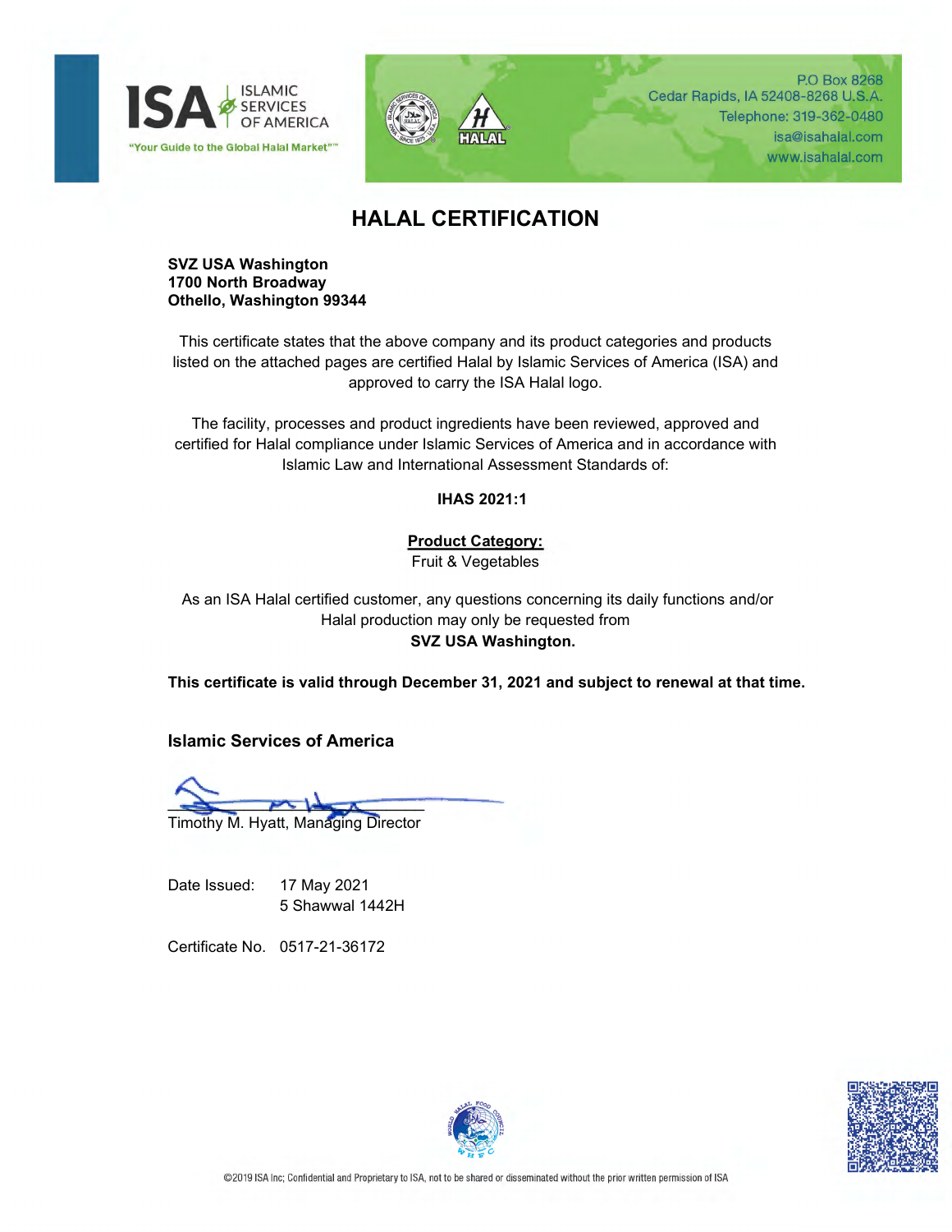ISA ISLAMIC SERVICES OF AMERICA

"Your Guide to the Global Halal Market"™

P.O Box 8268
Cedar Rapids, IA 52408-8268 U.S.A.
Telephone: 319-362-0480
isa@isahalal.com
www.isahalal.com

# HALAL CERTIFICATION

**SVZ USA Washington**
**1700 North Broadway**
**Othello, Washington 99344**

This certificate states that the above company and its product categories and products listed on the attached pages are certified Halal by Islamic Services of America (ISA) and approved to carry the ISA Halal logo.

The facility, processes and product ingredients have been reviewed, approved and certified for Halal compliance under Islamic Services of America and in accordance with Islamic Law and International Assessment Standards of:

**IHAS 2021:1**

**Product Category:**
Fruit & Vegetables

As an ISA Halal certified customer, any questions concerning its daily functions and/or Halal production may only be requested from
**SVZ USA Washington.**

**This certificate is valid through December 31, 2021 and subject to renewal at that time.**

**Islamic Services of America**

Timothy M. Hyatt, Managing Director

Date Issued: 17 May 2021
5 Shawwal 1442H

Certificate No. 0517-21-36172

©2019 ISA Inc; Confidential and Proprietary to ISA, not to be shared or disseminated without the prior written permission of ISA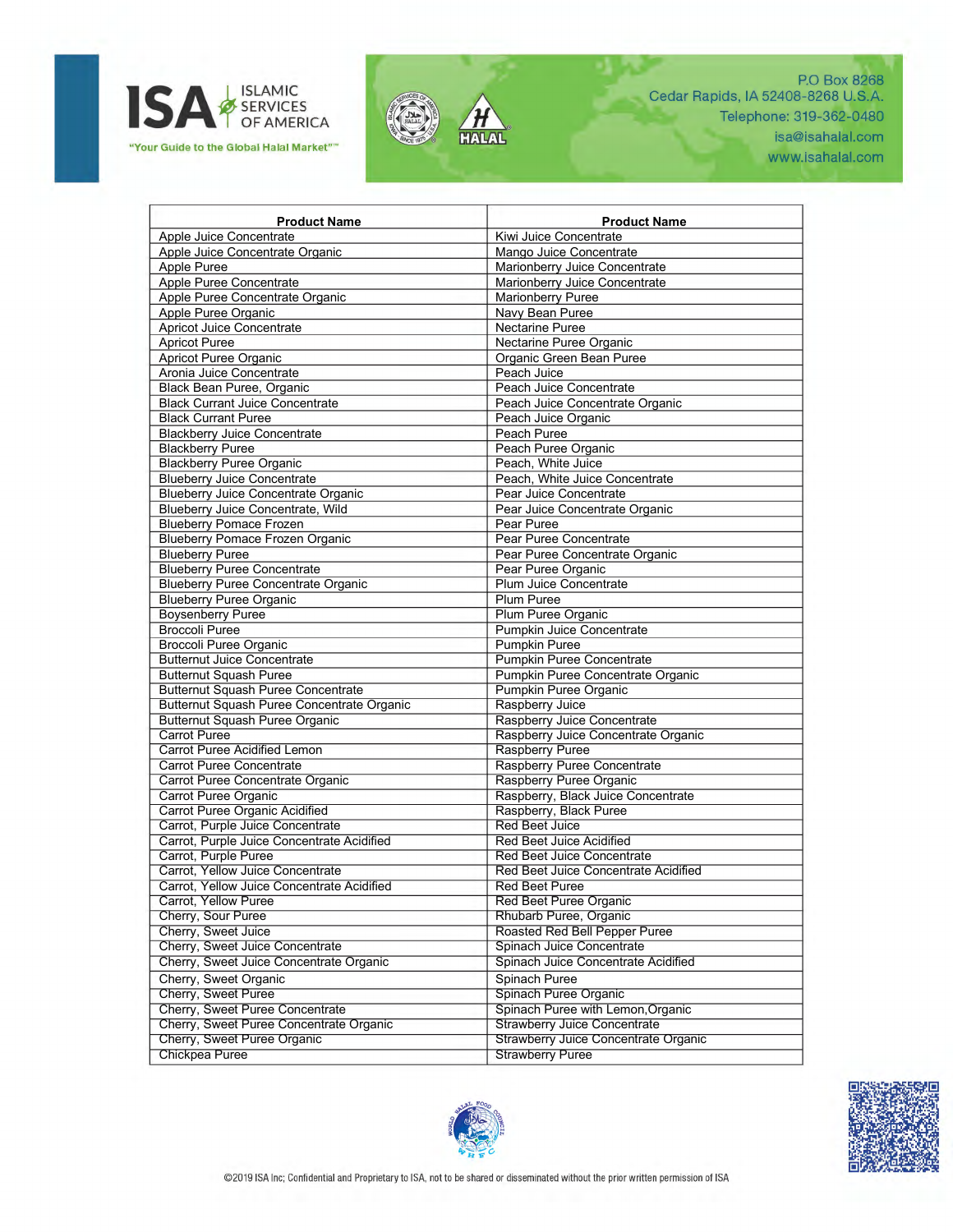| Product Name | Product Name |
|---|---|
| Apple Juice Concentrate | Kiwi Juice Concentrate |
| Apple Juice Concentrate Organic | Mango Juice Concentrate |
| Apple Puree | Marionberry Juice Concentrate |
| Apple Puree Concentrate | Marionberry Juice Concentrate |
| Apple Puree Concentrate Organic | Marionberry Puree |
| Apple Puree Organic | Navy Bean Puree |
| Apricot Juice Concentrate | Nectarine Puree |
| Apricot Puree | Nectarine Puree Organic |
| Apricot Puree Organic | Organic Green Bean Puree |
| Aronia Juice Concentrate | Peach Juice |
| Black Bean Puree, Organic | Peach Juice Concentrate |
| Black Currant Juice Concentrate | Peach Juice Concentrate Organic |
| Black Currant Puree | Peach Juice Organic |
| Blackberry Juice Concentrate | Peach Puree |
| Blackberry Puree | Peach Puree Organic |
| Blackberry Puree Organic | Peach, White Juice |
| Blueberry Juice Concentrate | Peach, White Juice Concentrate |
| Blueberry Juice Concentrate Organic | Pear Juice Concentrate |
| Blueberry Juice Concentrate, Wild | Pear Juice Concentrate Organic |
| Blueberry Pomace Frozen | Pear Puree |
| Blueberry Pomace Frozen Organic | Pear Puree Concentrate |
| Blueberry Puree | Pear Puree Concentrate Organic |
| Blueberry Puree Concentrate | Pear Puree Organic |
| Blueberry Puree Concentrate Organic | Plum Juice Concentrate |
| Blueberry Puree Organic | Plum Puree |
| Boysenberry Puree | Plum Puree Organic |
| Broccoli Puree | Pumpkin Juice Concentrate |
| Broccoli Puree Organic | Pumpkin Puree |
| Butternut Juice Concentrate | Pumpkin Puree Concentrate |
| Butternut Squash Puree | Pumpkin Puree Concentrate Organic |
| Butternut Squash Puree Concentrate | Pumpkin Puree Organic |
| Butternut Squash Puree Concentrate Organic | Raspberry Juice |
| Butternut Squash Puree Organic | Raspberry Juice Concentrate |
| Carrot Puree | Raspberry Juice Concentrate Organic |
| Carrot Puree Acidified Lemon | Raspberry Puree |
| Carrot Puree Concentrate | Raspberry Puree Concentrate |
| Carrot Puree Concentrate Organic | Raspberry Puree Organic |
| Carrot Puree Organic | Raspberry, Black Juice Concentrate |
| Carrot Puree Organic Acidified | Raspberry, Black Puree |
| Carrot, Purple Juice Concentrate | Red Beet Juice |
| Carrot, Purple Juice Concentrate Acidified | Red Beet Juice Acidified |
| Carrot, Purple Puree | Red Beet Juice Concentrate |
| Carrot, Yellow Juice Concentrate | Red Beet Juice Concentrate Acidified |
| Carrot, Yellow Juice Concentrate Acidified | Red Beet Puree |
| Carrot, Yellow Puree | Red Beet Puree Organic |
| Cherry, Sour Puree | Rhubarb Puree, Organic |
| Cherry, Sweet Juice | Roasted Red Bell Pepper Puree |
| Cherry, Sweet Juice Concentrate | Spinach Juice Concentrate |
| Cherry, Sweet Juice Concentrate Organic | Spinach Juice Concentrate Acidified |
| Cherry, Sweet Organic | Spinach Puree |
| Cherry, Sweet Puree | Spinach Puree Organic |
| Cherry, Sweet Puree Concentrate | Spinach Puree with Lemon,Organic |
| Cherry, Sweet Puree Concentrate Organic | Strawberry Juice Concentrate |
| Cherry, Sweet Puree Organic | Strawberry Juice Concentrate Organic |
| Chickpea Puree | Strawberry Puree |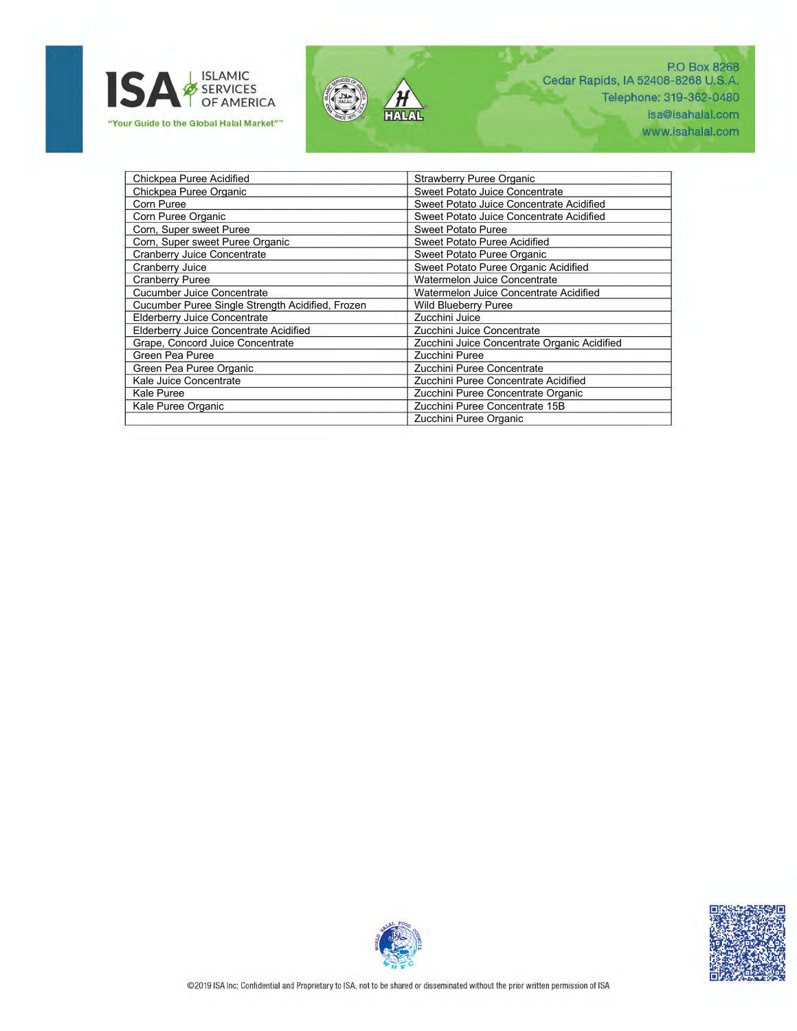| | |
|---|---|
| Chickpea Puree Acidified | Strawberry Puree Organic |
| Chickpea Puree Organic | Sweet Potato Juice Concentrate |
| Corn Puree | Sweet Potato Juice Concentrate Acidified |
| Corn Puree Organic | Sweet Potato Juice Concentrate Acidified |
| Corn, Super sweet Puree | Sweet Potato Puree |
| Corn, Super sweet Puree Organic | Sweet Potato Puree Acidified |
| Cranberry Juice Concentrate | Sweet Potato Puree Organic |
| Cranberry Juice | Sweet Potato Puree Organic Acidified |
| Cranberry Puree | Watermelon Juice Concentrate |
| Cucumber Juice Concentrate | Watermelon Juice Concentrate Acidified |
| Cucumber Puree Single Strength Acidified, Frozen | Wild Blueberry Puree |
| Elderberry Juice Concentrate | Zucchini Juice |
| Elderberry Juice Concentrate Acidified | Zucchini Juice Concentrate |
| Grape, Concord Juice Concentrate | Zucchini Juice Concentrate Organic Acidified |
| Green Pea Puree | Zucchini Puree |
| Green Pea Puree Organic | Zucchini Puree Concentrate |
| Kale Juice Concentrate | Zucchini Puree Concentrate Acidified |
| Kale Puree | Zucchini Puree Concentrate Organic |
| Kale Puree Organic | Zucchini Puree Concentrate 15B |
| | Zucchini Puree Organic |

©2019 ISA Inc; Confidential and Proprietary to ISA, not to be shared or disseminated without the prior written permission of ISA